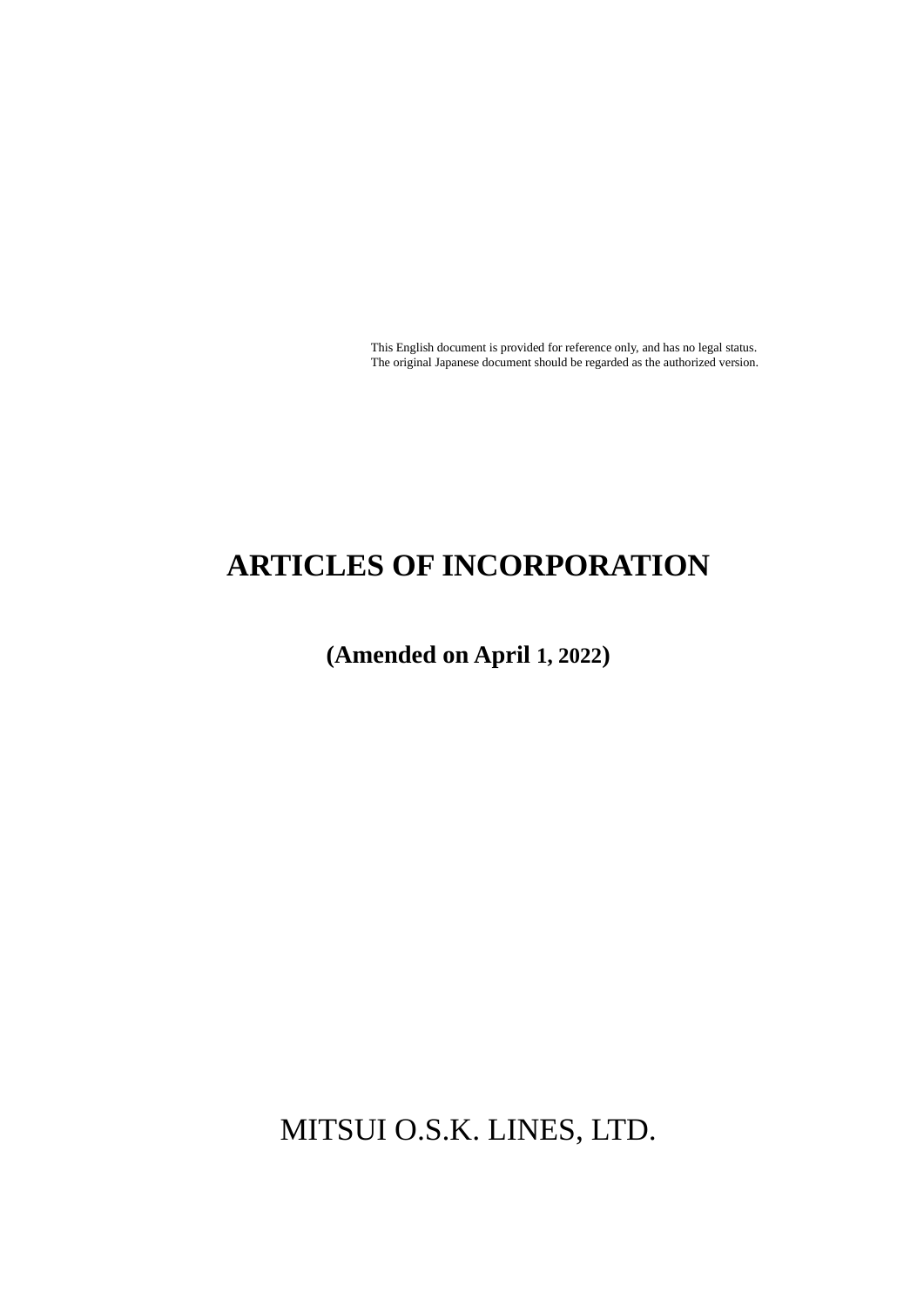This English document is provided for reference only, and has no legal status.
The original Japanese document should be regarded as the authorized version.

# ARTICLES OF INCORPORATION

**(Amended on April 1, 2022)**

MITSUI O.S.K. LINES, LTD.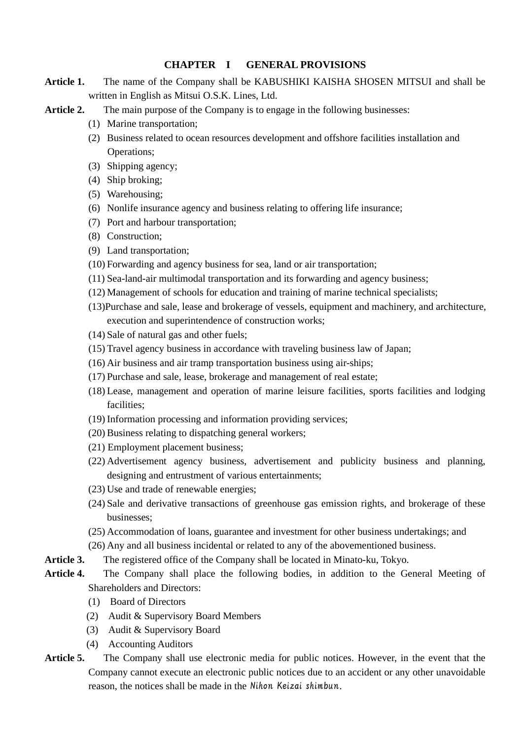## CHAPTER I GENERAL PROVISIONS

**Article 1.** The name of the Company shall be KABUSHIKI KAISHA SHOSEN MITSUI and shall be written in English as Mitsui O.S.K. Lines, Ltd.

**Article 2.** The main purpose of the Company is to engage in the following businesses:

(1) Marine transportation;
(2) Business related to ocean resources development and offshore facilities installation and Operations;
(3) Shipping agency;
(4) Ship broking;
(5) Warehousing;
(6) Nonlife insurance agency and business relating to offering life insurance;
(7) Port and harbour transportation;
(8) Construction;
(9) Land transportation;
(10) Forwarding and agency business for sea, land or air transportation;
(11) Sea-land-air multimodal transportation and its forwarding and agency business;
(12) Management of schools for education and training of marine technical specialists;
(13) Purchase and sale, lease and brokerage of vessels, equipment and machinery, and architecture, execution and superintendence of construction works;
(14) Sale of natural gas and other fuels;
(15) Travel agency business in accordance with traveling business law of Japan;
(16) Air business and air tramp transportation business using air-ships;
(17) Purchase and sale, lease, brokerage and management of real estate;
(18) Lease, management and operation of marine leisure facilities, sports facilities and lodging facilities;
(19) Information processing and information providing services;
(20) Business relating to dispatching general workers;
(21) Employment placement business;
(22) Advertisement agency business, advertisement and publicity business and planning, designing and entrustment of various entertainments;
(23) Use and trade of renewable energies;
(24) Sale and derivative transactions of greenhouse gas emission rights, and brokerage of these businesses;
(25) Accommodation of loans, guarantee and investment for other business undertakings; and
(26) Any and all business incidental or related to any of the abovementioned business.

**Article 3.** The registered office of the Company shall be located in Minato-ku, Tokyo.

**Article 4.** The Company shall place the following bodies, in addition to the General Meeting of Shareholders and Directors:

(1) Board of Directors
(2) Audit & Supervisory Board Members
(3) Audit & Supervisory Board
(4) Accounting Auditors

**Article 5.** The Company shall use electronic media for public notices. However, in the event that the Company cannot execute an electronic public notices due to an accident or any other unavoidable reason, the notices shall be made in the *Nihon Keizai shimbun*.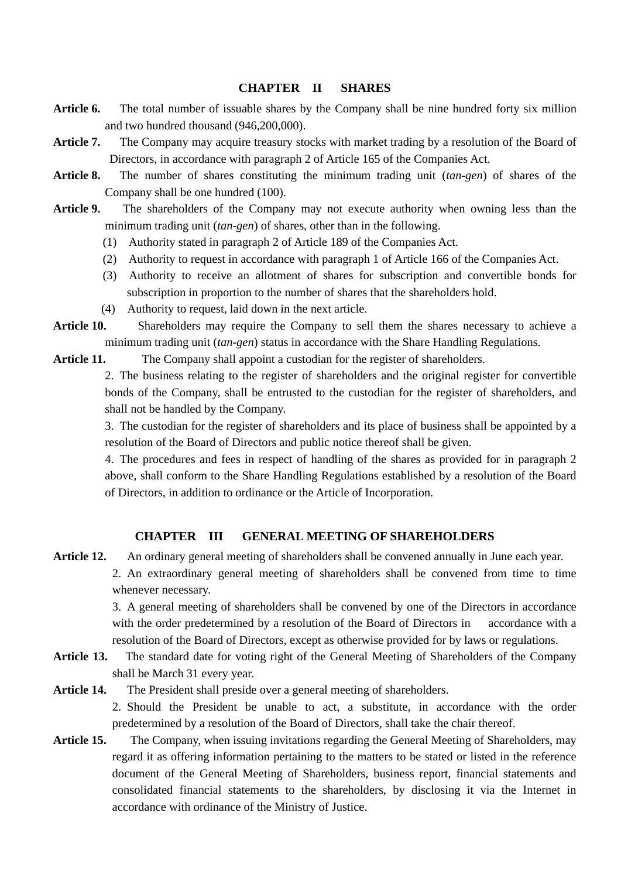## CHAPTER II SHARES

**Article 6.** The total number of issuable shares by the Company shall be nine hundred forty six million and two hundred thousand (946,200,000).

**Article 7.** The Company may acquire treasury stocks with market trading by a resolution of the Board of Directors, in accordance with paragraph 2 of Article 165 of the Companies Act.

**Article 8.** The number of shares constituting the minimum trading unit (*tan-gen*) of shares of the Company shall be one hundred (100).

**Article 9.** The shareholders of the Company may not execute authority when owning less than the minimum trading unit (*tan-gen*) of shares, other than in the following.

(1) Authority stated in paragraph 2 of Article 189 of the Companies Act.

(2) Authority to request in accordance with paragraph 1 of Article 166 of the Companies Act.

(3) Authority to receive an allotment of shares for subscription and convertible bonds for subscription in proportion to the number of shares that the shareholders hold.

(4) Authority to request, laid down in the next article.

**Article 10.** Shareholders may require the Company to sell them the shares necessary to achieve a minimum trading unit (*tan-gen*) status in accordance with the Share Handling Regulations.

**Article 11.** The Company shall appoint a custodian for the register of shareholders.

2. The business relating to the register of shareholders and the original register for convertible bonds of the Company, shall be entrusted to the custodian for the register of shareholders, and shall not be handled by the Company.

3. The custodian for the register of shareholders and its place of business shall be appointed by a resolution of the Board of Directors and public notice thereof shall be given.

4. The procedures and fees in respect of handling of the shares as provided for in paragraph 2 above, shall conform to the Share Handling Regulations established by a resolution of the Board of Directors, in addition to ordinance or the Article of Incorporation.

## CHAPTER III GENERAL MEETING OF SHAREHOLDERS

**Article 12.** An ordinary general meeting of shareholders shall be convened annually in June each year.

2. An extraordinary general meeting of shareholders shall be convened from time to time whenever necessary.

3. A general meeting of shareholders shall be convened by one of the Directors in accordance with the order predetermined by a resolution of the Board of Directors in accordance with a resolution of the Board of Directors, except as otherwise provided for by laws or regulations.

**Article 13.** The standard date for voting right of the General Meeting of Shareholders of the Company shall be March 31 every year.

**Article 14.** The President shall preside over a general meeting of shareholders.

2. Should the President be unable to act, a substitute, in accordance with the order predetermined by a resolution of the Board of Directors, shall take the chair thereof.

**Article 15.** The Company, when issuing invitations regarding the General Meeting of Shareholders, may regard it as offering information pertaining to the matters to be stated or listed in the reference document of the General Meeting of Shareholders, business report, financial statements and consolidated financial statements to the shareholders, by disclosing it via the Internet in accordance with ordinance of the Ministry of Justice.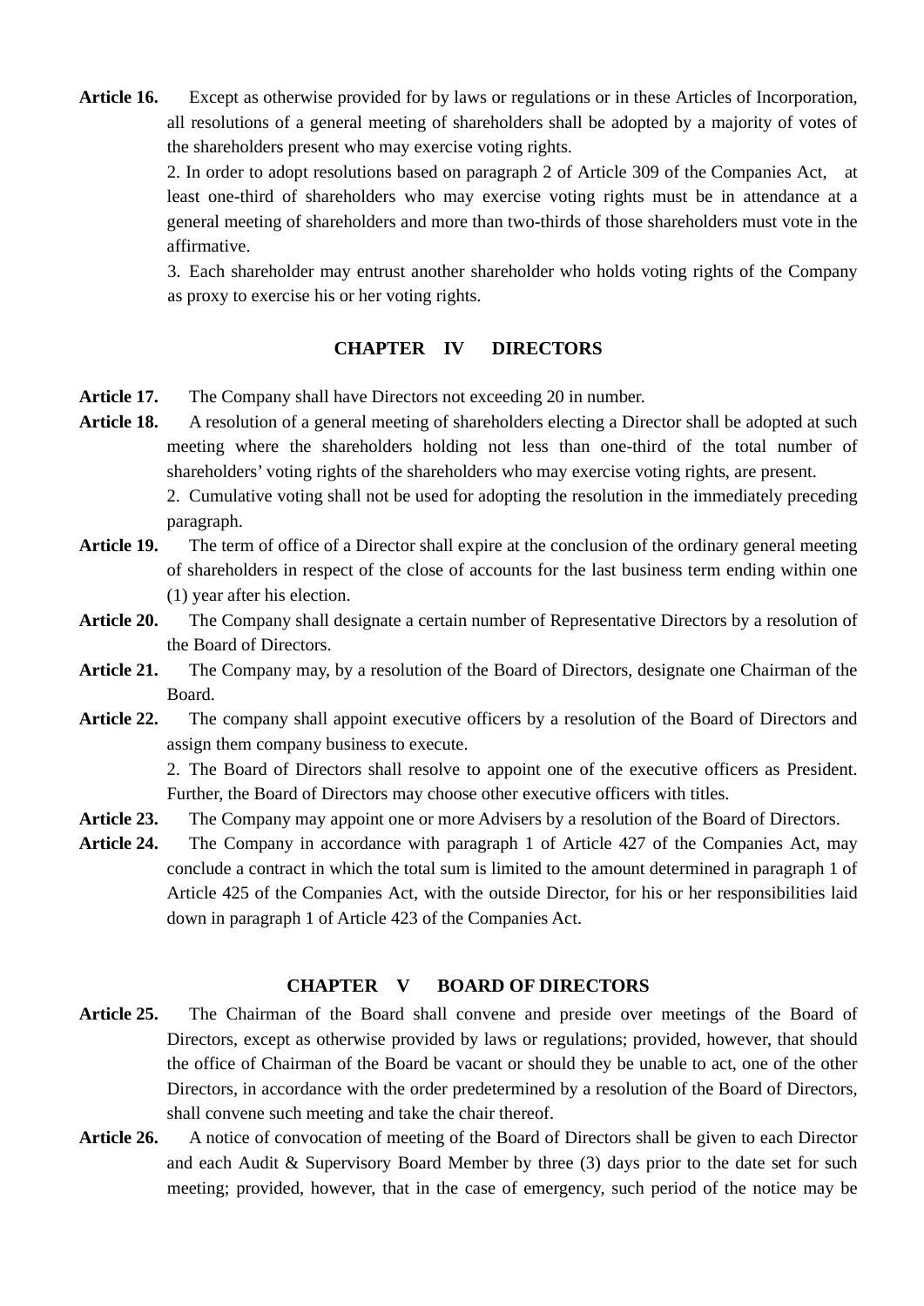**Article 16.** Except as otherwise provided for by laws or regulations or in these Articles of Incorporation, all resolutions of a general meeting of shareholders shall be adopted by a majority of votes of the shareholders present who may exercise voting rights.

2. In order to adopt resolutions based on paragraph 2 of Article 309 of the Companies Act, at least one-third of shareholders who may exercise voting rights must be in attendance at a general meeting of shareholders and more than two-thirds of those shareholders must vote in the affirmative.

3. Each shareholder may entrust another shareholder who holds voting rights of the Company as proxy to exercise his or her voting rights.

## CHAPTER IV DIRECTORS

**Article 17.** The Company shall have Directors not exceeding 20 in number.

**Article 18.** A resolution of a general meeting of shareholders electing a Director shall be adopted at such meeting where the shareholders holding not less than one-third of the total number of shareholders' voting rights of the shareholders who may exercise voting rights, are present.

2. Cumulative voting shall not be used for adopting the resolution in the immediately preceding paragraph.

**Article 19.** The term of office of a Director shall expire at the conclusion of the ordinary general meeting of shareholders in respect of the close of accounts for the last business term ending within one (1) year after his election.

**Article 20.** The Company shall designate a certain number of Representative Directors by a resolution of the Board of Directors.

**Article 21.** The Company may, by a resolution of the Board of Directors, designate one Chairman of the Board.

**Article 22.** The company shall appoint executive officers by a resolution of the Board of Directors and assign them company business to execute.

2. The Board of Directors shall resolve to appoint one of the executive officers as President. Further, the Board of Directors may choose other executive officers with titles.

**Article 23.** The Company may appoint one or more Advisers by a resolution of the Board of Directors.

**Article 24.** The Company in accordance with paragraph 1 of Article 427 of the Companies Act, may conclude a contract in which the total sum is limited to the amount determined in paragraph 1 of Article 425 of the Companies Act, with the outside Director, for his or her responsibilities laid down in paragraph 1 of Article 423 of the Companies Act.

## CHAPTER V BOARD OF DIRECTORS

**Article 25.** The Chairman of the Board shall convene and preside over meetings of the Board of Directors, except as otherwise provided by laws or regulations; provided, however, that should the office of Chairman of the Board be vacant or should they be unable to act, one of the other Directors, in accordance with the order predetermined by a resolution of the Board of Directors, shall convene such meeting and take the chair thereof.

**Article 26.** A notice of convocation of meeting of the Board of Directors shall be given to each Director and each Audit & Supervisory Board Member by three (3) days prior to the date set for such meeting; provided, however, that in the case of emergency, such period of the notice may be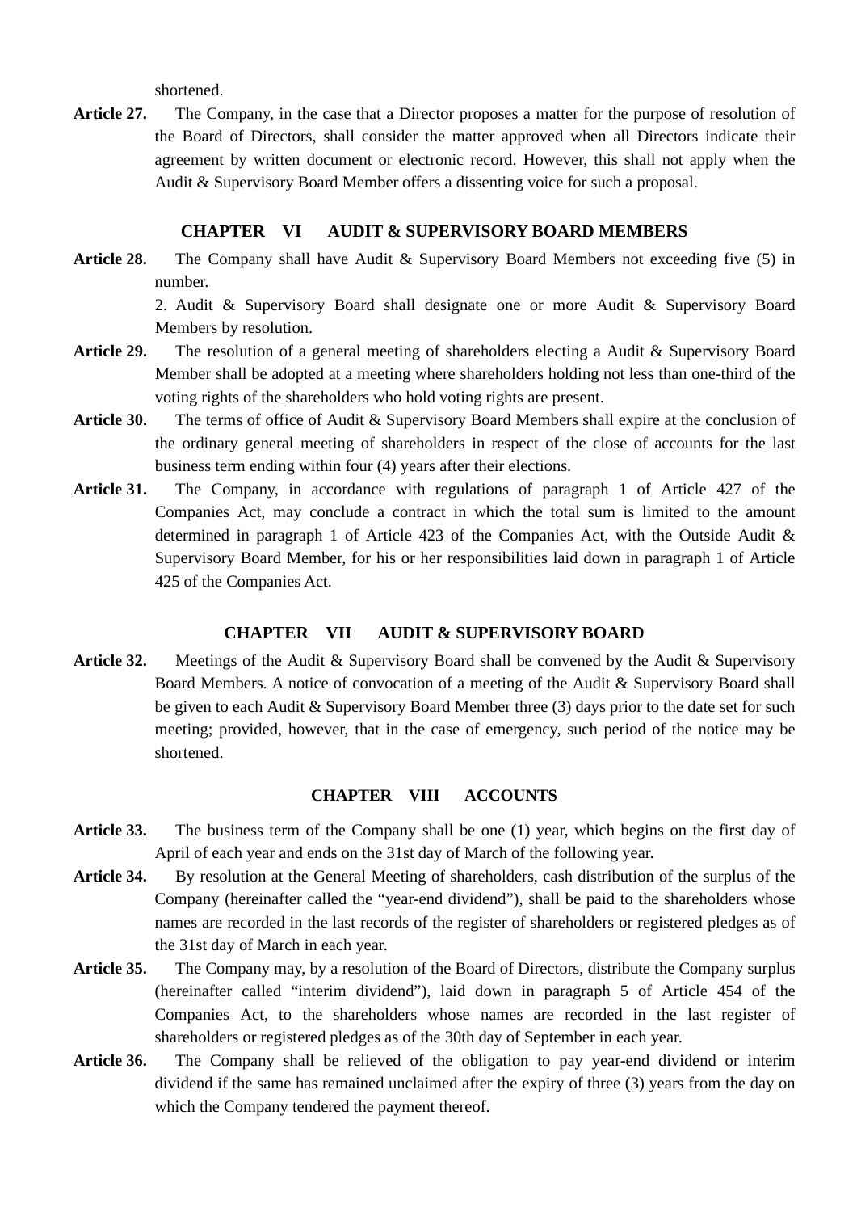shortened.

**Article 27.** The Company, in the case that a Director proposes a matter for the purpose of resolution of the Board of Directors, shall consider the matter approved when all Directors indicate their agreement by written document or electronic record. However, this shall not apply when the Audit & Supervisory Board Member offers a dissenting voice for such a proposal.

## CHAPTER VI AUDIT & SUPERVISORY BOARD MEMBERS

**Article 28.** The Company shall have Audit & Supervisory Board Members not exceeding five (5) in number.

2. Audit & Supervisory Board shall designate one or more Audit & Supervisory Board Members by resolution.

**Article 29.** The resolution of a general meeting of shareholders electing a Audit & Supervisory Board Member shall be adopted at a meeting where shareholders holding not less than one-third of the voting rights of the shareholders who hold voting rights are present.

**Article 30.** The terms of office of Audit & Supervisory Board Members shall expire at the conclusion of the ordinary general meeting of shareholders in respect of the close of accounts for the last business term ending within four (4) years after their elections.

**Article 31.** The Company, in accordance with regulations of paragraph 1 of Article 427 of the Companies Act, may conclude a contract in which the total sum is limited to the amount determined in paragraph 1 of Article 423 of the Companies Act, with the Outside Audit & Supervisory Board Member, for his or her responsibilities laid down in paragraph 1 of Article 425 of the Companies Act.

## CHAPTER VII AUDIT & SUPERVISORY BOARD

**Article 32.** Meetings of the Audit & Supervisory Board shall be convened by the Audit & Supervisory Board Members. A notice of convocation of a meeting of the Audit & Supervisory Board shall be given to each Audit & Supervisory Board Member three (3) days prior to the date set for such meeting; provided, however, that in the case of emergency, such period of the notice may be shortened.

## CHAPTER VIII ACCOUNTS

**Article 33.** The business term of the Company shall be one (1) year, which begins on the first day of April of each year and ends on the 31st day of March of the following year.

**Article 34.** By resolution at the General Meeting of shareholders, cash distribution of the surplus of the Company (hereinafter called the "year-end dividend"), shall be paid to the shareholders whose names are recorded in the last records of the register of shareholders or registered pledges as of the 31st day of March in each year.

**Article 35.** The Company may, by a resolution of the Board of Directors, distribute the Company surplus (hereinafter called "interim dividend"), laid down in paragraph 5 of Article 454 of the Companies Act, to the shareholders whose names are recorded in the last register of shareholders or registered pledges as of the 30th day of September in each year.

**Article 36.** The Company shall be relieved of the obligation to pay year-end dividend or interim dividend if the same has remained unclaimed after the expiry of three (3) years from the day on which the Company tendered the payment thereof.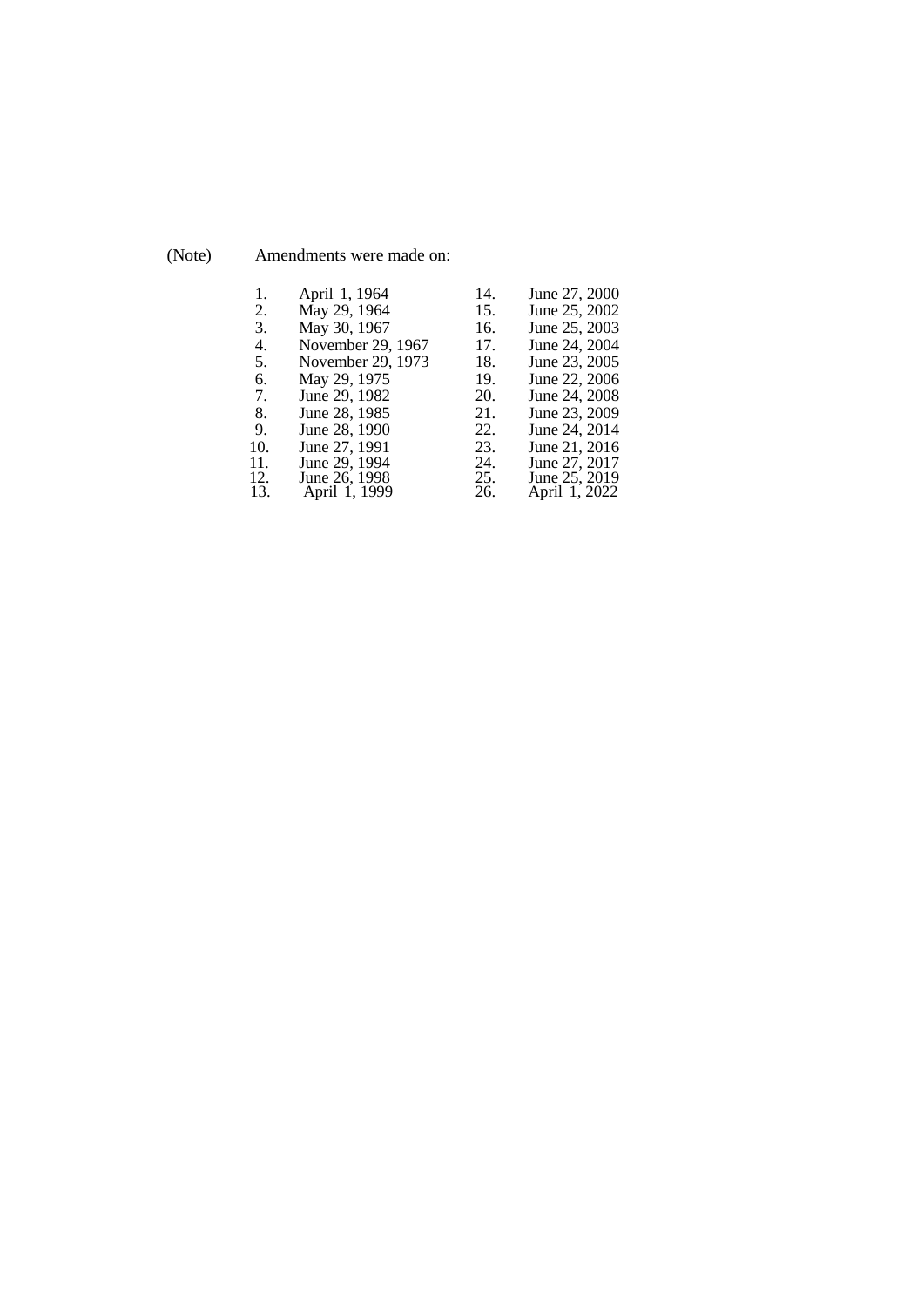(Note) Amendments were made on:

| | | | |
|---|---|---|---|
| 1. | April 1, 1964 | 14. | June 27, 2000 |
| 2. | May 29, 1964 | 15. | June 25, 2002 |
| 3. | May 30, 1967 | 16. | June 25, 2003 |
| 4. | November 29, 1967 | 17. | June 24, 2004 |
| 5. | November 29, 1973 | 18. | June 23, 2005 |
| 6. | May 29, 1975 | 19. | June 22, 2006 |
| 7. | June 29, 1982 | 20. | June 24, 2008 |
| 8. | June 28, 1985 | 21. | June 23, 2009 |
| 9. | June 28, 1990 | 22. | June 24, 2014 |
| 10. | June 27, 1991 | 23. | June 21, 2016 |
| 11. | June 29, 1994 | 24. | June 27, 2017 |
| 12. | June 26, 1998 | 25. | June 25, 2019 |
| 13. | April 1, 1999 | 26. | April 1, 2022 |